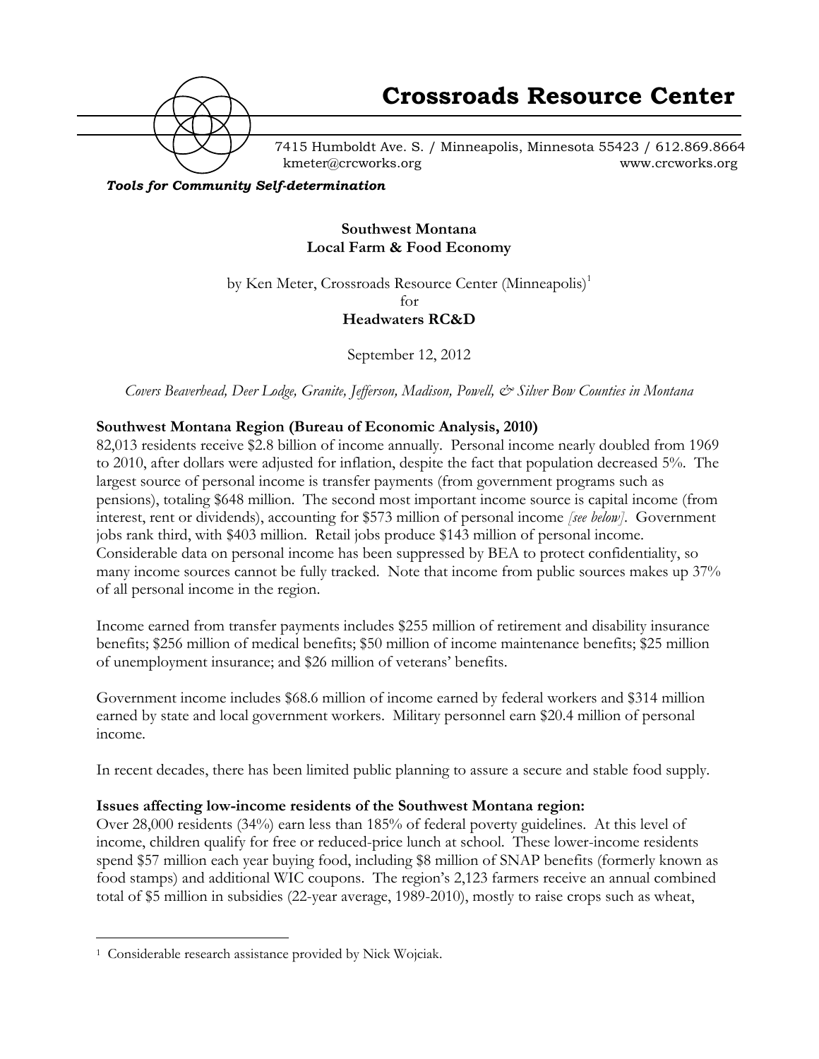# Crossroads Resource Center

7415 Humboldt Ave. S. / Minneapolis, Minnesota 55423 / 612.869.8664
kmeter@crcworks.org www.crcworks.org

***Tools for Community Self-determination***

**Southwest Montana**
**Local Farm & Food Economy**

by Ken Meter, Crossroads Resource Center (Minneapolis)[1]
for
**Headwaters RC&D**

September 12, 2012

*Covers Beaverhead, Deer Lodge, Granite, Jefferson, Madison, Powell, & Silver Bow Counties in Montana*

## Southwest Montana Region (Bureau of Economic Analysis, 2010)

82,013 residents receive $2.8 billion of income annually. Personal income nearly doubled from 1969 to 2010, after dollars were adjusted for inflation, despite the fact that population decreased 5%. The largest source of personal income is transfer payments (from government programs such as pensions), totaling $648 million. The second most important income source is capital income (from interest, rent or dividends), accounting for $573 million of personal income *[see below]*. Government jobs rank third, with $403 million. Retail jobs produce $143 million of personal income. Considerable data on personal income has been suppressed by BEA to protect confidentiality, so many income sources cannot be fully tracked. Note that income from public sources makes up 37% of all personal income in the region.

Income earned from transfer payments includes $255 million of retirement and disability insurance benefits; $256 million of medical benefits; $50 million of income maintenance benefits; $25 million of unemployment insurance; and $26 million of veterans' benefits.

Government income includes $68.6 million of income earned by federal workers and $314 million earned by state and local government workers. Military personnel earn $20.4 million of personal income.

In recent decades, there has been limited public planning to assure a secure and stable food supply.

## Issues affecting low-income residents of the Southwest Montana region:

Over 28,000 residents (34%) earn less than 185% of federal poverty guidelines. At this level of income, children qualify for free or reduced-price lunch at school. These lower-income residents spend $57 million each year buying food, including $8 million of SNAP benefits (formerly known as food stamps) and additional WIC coupons. The region's 2,123 farmers receive an annual combined total of $5 million in subsidies (22-year average, 1989-2010), mostly to raise crops such as wheat,

[1] Considerable research assistance provided by Nick Wojciak.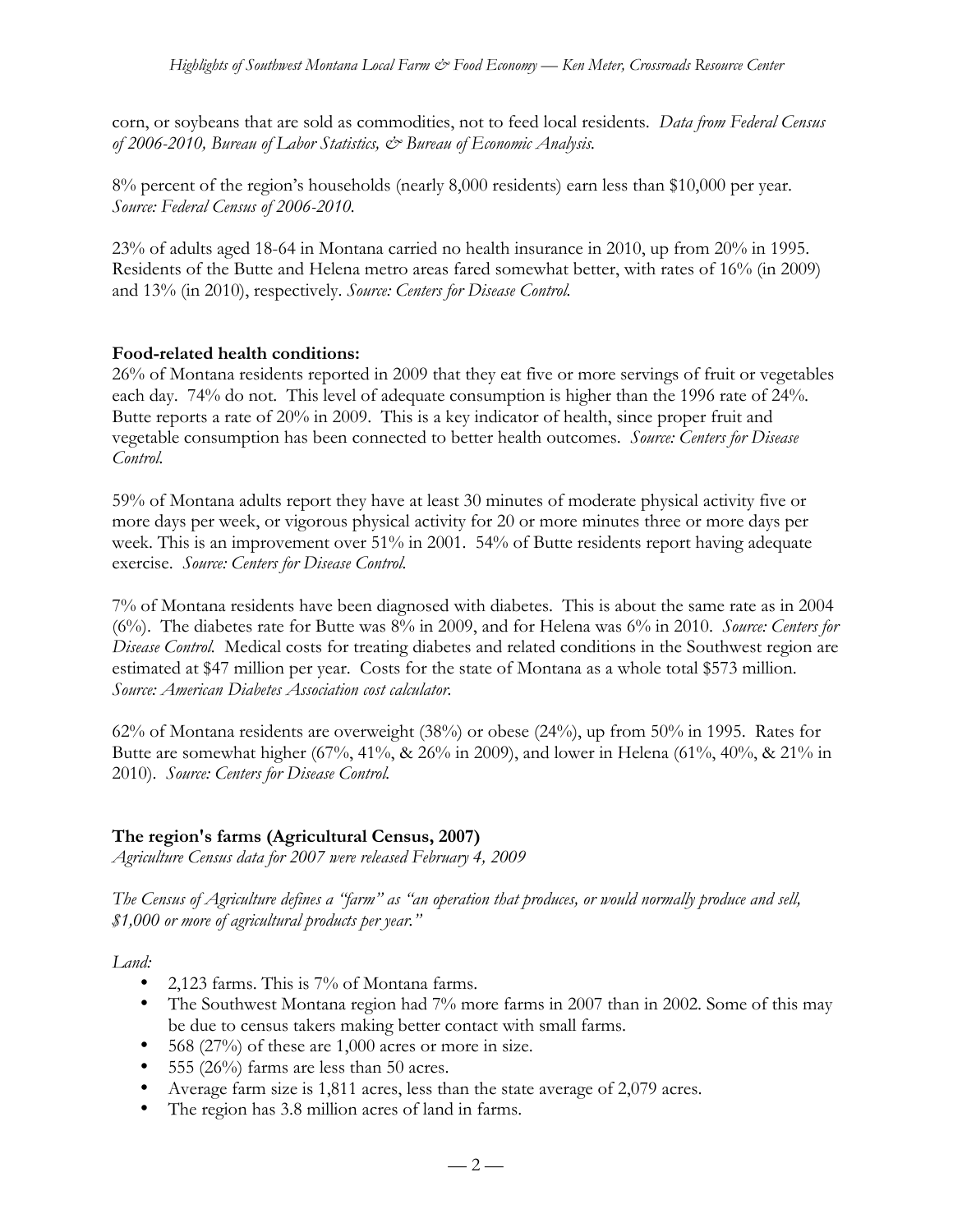corn, or soybeans that are sold as commodities, not to feed local residents. *Data from Federal Census of 2006-2010, Bureau of Labor Statistics, & Bureau of Economic Analysis.*

8% percent of the region's households (nearly 8,000 residents) earn less than $10,000 per year. *Source: Federal Census of 2006-2010.*

23% of adults aged 18-64 in Montana carried no health insurance in 2010, up from 20% in 1995. Residents of the Butte and Helena metro areas fared somewhat better, with rates of 16% (in 2009) and 13% (in 2010), respectively. *Source: Centers for Disease Control.*

**Food-related health conditions:**

26% of Montana residents reported in 2009 that they eat five or more servings of fruit or vegetables each day. 74% do not. This level of adequate consumption is higher than the 1996 rate of 24%. Butte reports a rate of 20% in 2009. This is a key indicator of health, since proper fruit and vegetable consumption has been connected to better health outcomes. *Source: Centers for Disease Control.*

59% of Montana adults report they have at least 30 minutes of moderate physical activity five or more days per week, or vigorous physical activity for 20 or more minutes three or more days per week. This is an improvement over 51% in 2001. 54% of Butte residents report having adequate exercise. *Source: Centers for Disease Control.*

7% of Montana residents have been diagnosed with diabetes. This is about the same rate as in 2004 (6%). The diabetes rate for Butte was 8% in 2009, and for Helena was 6% in 2010. *Source: Centers for Disease Control.* Medical costs for treating diabetes and related conditions in the Southwest region are estimated at $47 million per year. Costs for the state of Montana as a whole total $573 million. *Source: American Diabetes Association cost calculator.*

62% of Montana residents are overweight (38%) or obese (24%), up from 50% in 1995. Rates for Butte are somewhat higher (67%, 41%, & 26% in 2009), and lower in Helena (61%, 40%, & 21% in 2010). *Source: Centers for Disease Control.*

## The region's farms (Agricultural Census, 2007)

*Agriculture Census data for 2007 were released February 4, 2009*

*The Census of Agriculture defines a "farm" as "an operation that produces, or would normally produce and sell, $1,000 or more of agricultural products per year."*

*Land:*

- 2,123 farms. This is 7% of Montana farms.
- The Southwest Montana region had 7% more farms in 2007 than in 2002. Some of this may be due to census takers making better contact with small farms.
- 568 (27%) of these are 1,000 acres or more in size.
- 555 (26%) farms are less than 50 acres.
- Average farm size is 1,811 acres, less than the state average of 2,079 acres.
- The region has 3.8 million acres of land in farms.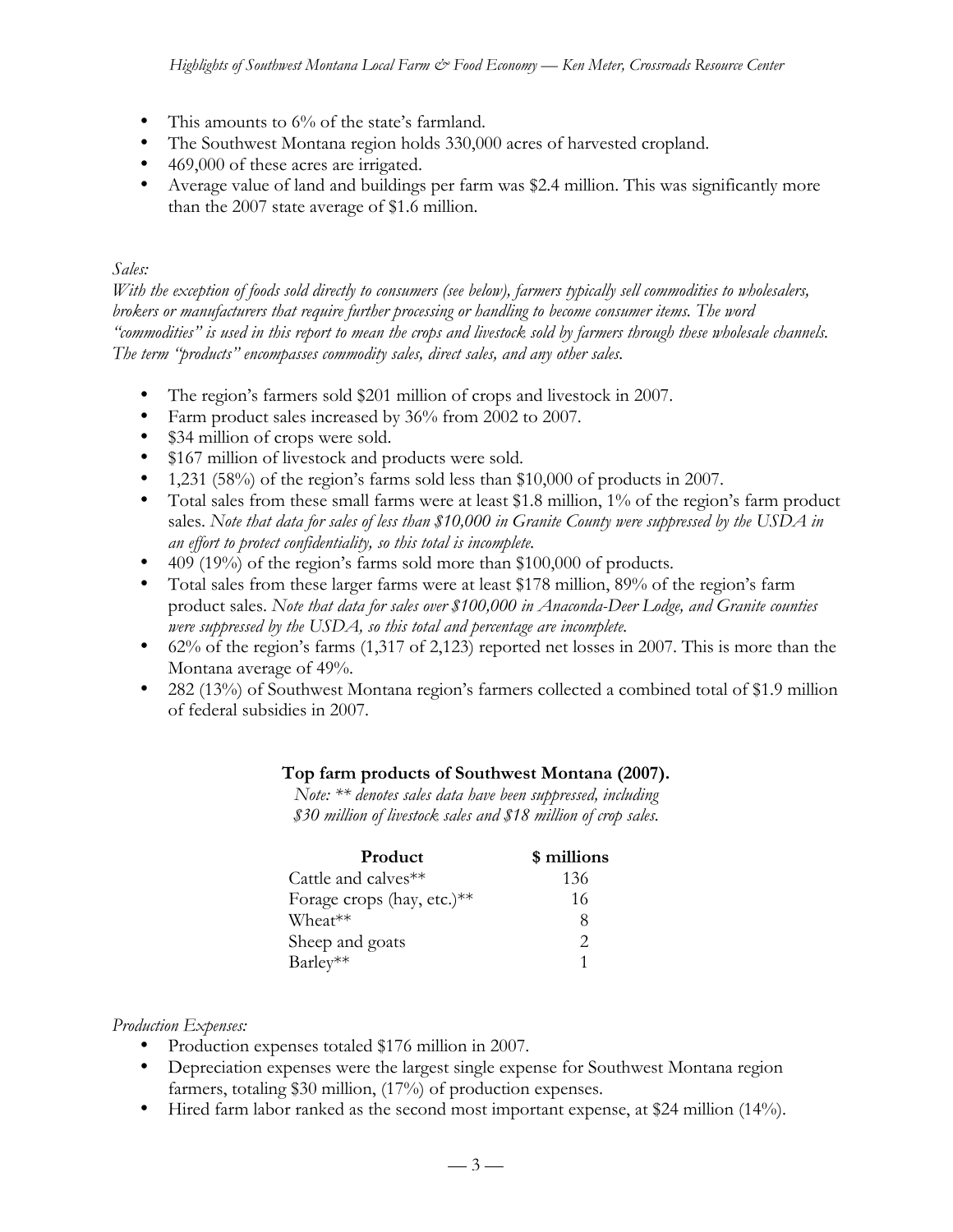- This amounts to 6% of the state's farmland.
- The Southwest Montana region holds 330,000 acres of harvested cropland.
- 469,000 of these acres are irrigated.
- Average value of land and buildings per farm was $2.4 million. This was significantly more than the 2007 state average of $1.6 million.

*Sales:*

*With the exception of foods sold directly to consumers (see below), farmers typically sell commodities to wholesalers, brokers or manufacturers that require further processing or handling to become consumer items. The word "commodities" is used in this report to mean the crops and livestock sold by farmers through these wholesale channels. The term "products" encompasses commodity sales, direct sales, and any other sales.*

- The region's farmers sold $201 million of crops and livestock in 2007.
- Farm product sales increased by 36% from 2002 to 2007.
- $34 million of crops were sold.
- $167 million of livestock and products were sold.
- 1,231 (58%) of the region's farms sold less than $10,000 of products in 2007.
- Total sales from these small farms were at least $1.8 million, 1% of the region's farm product sales. *Note that data for sales of less than $10,000 in Granite County were suppressed by the USDA in an effort to protect confidentiality, so this total is incomplete.*
- 409 (19%) of the region's farms sold more than $100,000 of products.
- Total sales from these larger farms were at least $178 million, 89% of the region's farm product sales. *Note that data for sales over $100,000 in Anaconda-Deer Lodge, and Granite counties were suppressed by the USDA, so this total and percentage are incomplete.*
- 62% of the region's farms (1,317 of 2,123) reported net losses in 2007. This is more than the Montana average of 49%.
- 282 (13%) of Southwest Montana region's farmers collected a combined total of $1.9 million of federal subsidies in 2007.

**Top farm products of Southwest Montana (2007).**

*Note: ** denotes sales data have been suppressed, including $30 million of livestock sales and $18 million of crop sales.*

| Product | $ millions |
|---|---|
| Cattle and calves** | 136 |
| Forage crops (hay, etc.)** | 16 |
| Wheat** | 8 |
| Sheep and goats | 2 |
| Barley** | 1 |

*Production Expenses:*

- Production expenses totaled $176 million in 2007.
- Depreciation expenses were the largest single expense for Southwest Montana region farmers, totaling $30 million, (17%) of production expenses.
- Hired farm labor ranked as the second most important expense, at $24 million (14%).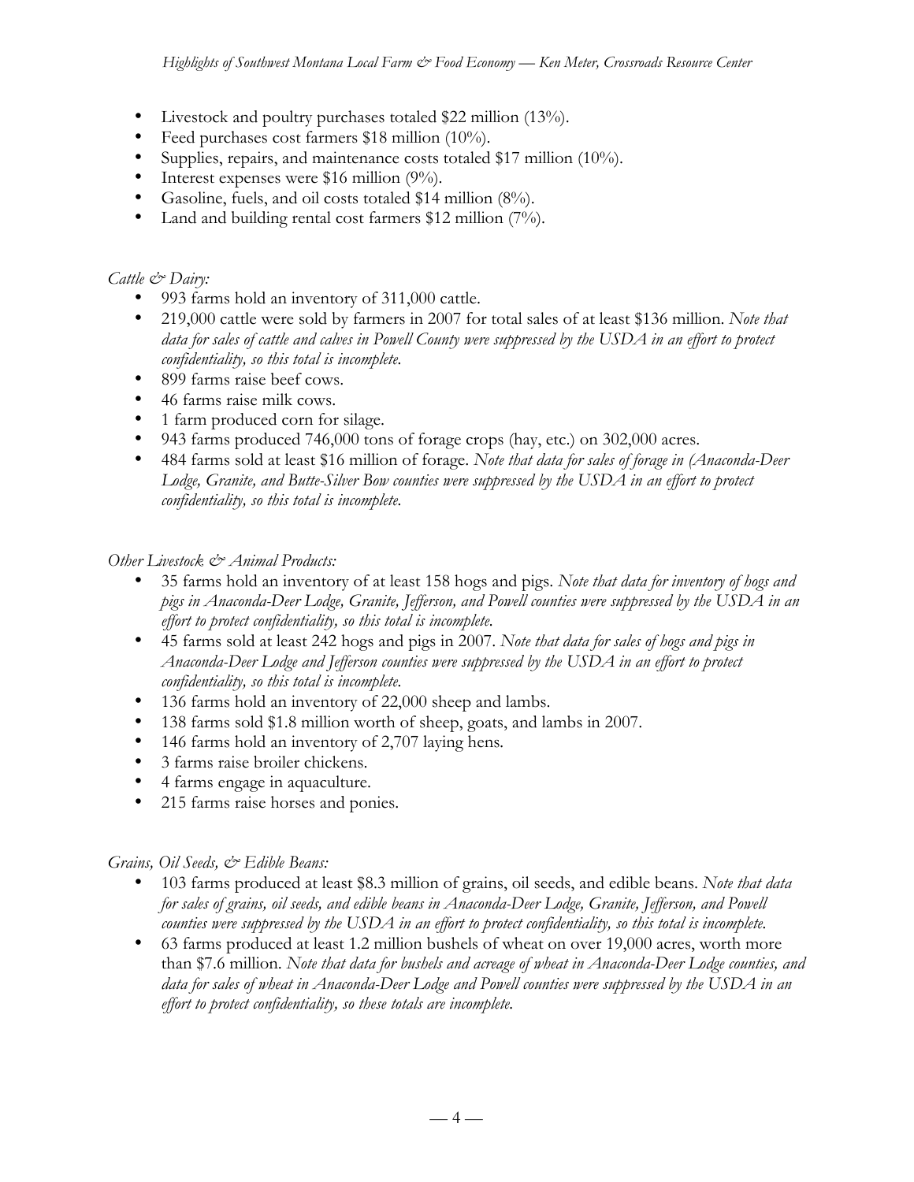- Livestock and poultry purchases totaled $22 million (13%).
- Feed purchases cost farmers $18 million (10%).
- Supplies, repairs, and maintenance costs totaled $17 million (10%).
- Interest expenses were $16 million (9%).
- Gasoline, fuels, and oil costs totaled $14 million (8%).
- Land and building rental cost farmers $12 million (7%).

*Cattle & Dairy:*

- 993 farms hold an inventory of 311,000 cattle.
- 219,000 cattle were sold by farmers in 2007 for total sales of at least $136 million. *Note that data for sales of cattle and calves in Powell County were suppressed by the USDA in an effort to protect confidentiality, so this total is incomplete.*
- 899 farms raise beef cows.
- 46 farms raise milk cows.
- 1 farm produced corn for silage.
- 943 farms produced 746,000 tons of forage crops (hay, etc.) on 302,000 acres.
- 484 farms sold at least $16 million of forage. *Note that data for sales of forage in (Anaconda-Deer Lodge, Granite, and Butte-Silver Bow counties were suppressed by the USDA in an effort to protect confidentiality, so this total is incomplete.*

*Other Livestock & Animal Products:*

- 35 farms hold an inventory of at least 158 hogs and pigs. *Note that data for inventory of hogs and pigs in Anaconda-Deer Lodge, Granite, Jefferson, and Powell counties were suppressed by the USDA in an effort to protect confidentiality, so this total is incomplete.*
- 45 farms sold at least 242 hogs and pigs in 2007. *Note that data for sales of hogs and pigs in Anaconda-Deer Lodge and Jefferson counties were suppressed by the USDA in an effort to protect confidentiality, so this total is incomplete.*
- 136 farms hold an inventory of 22,000 sheep and lambs.
- 138 farms sold $1.8 million worth of sheep, goats, and lambs in 2007.
- 146 farms hold an inventory of 2,707 laying hens.
- 3 farms raise broiler chickens.
- 4 farms engage in aquaculture.
- 215 farms raise horses and ponies.

*Grains, Oil Seeds, & Edible Beans:*

- 103 farms produced at least $8.3 million of grains, oil seeds, and edible beans. *Note that data for sales of grains, oil seeds, and edible beans in Anaconda-Deer Lodge, Granite, Jefferson, and Powell counties were suppressed by the USDA in an effort to protect confidentiality, so this total is incomplete.*
- 63 farms produced at least 1.2 million bushels of wheat on over 19,000 acres, worth more than $7.6 million. *Note that data for bushels and acreage of wheat in Anaconda-Deer Lodge counties, and data for sales of wheat in Anaconda-Deer Lodge and Powell counties were suppressed by the USDA in an effort to protect confidentiality, so these totals are incomplete.*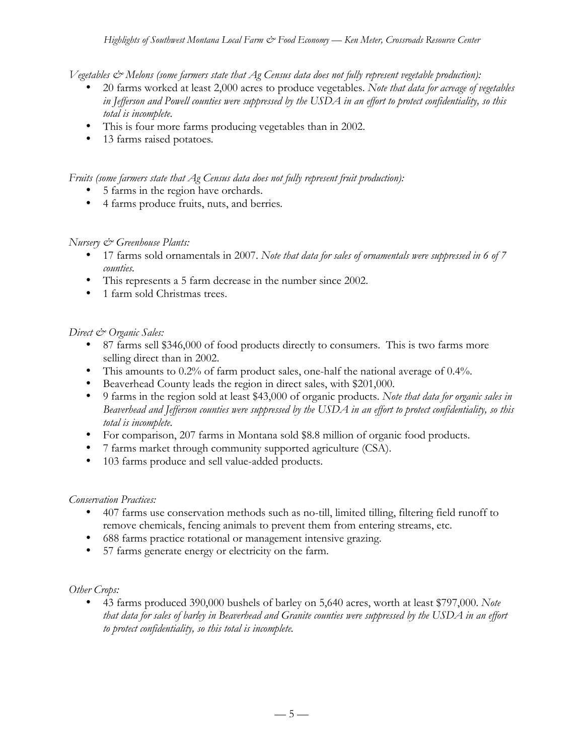*Vegetables & Melons (some farmers state that Ag Census data does not fully represent vegetable production):*

- 20 farms worked at least 2,000 acres to produce vegetables. *Note that data for acreage of vegetables in Jefferson and Powell counties were suppressed by the USDA in an effort to protect confidentiality, so this total is incomplete.*
- This is four more farms producing vegetables than in 2002.
- 13 farms raised potatoes.

*Fruits (some farmers state that Ag Census data does not fully represent fruit production):*

- 5 farms in the region have orchards.
- 4 farms produce fruits, nuts, and berries.

*Nursery & Greenhouse Plants:*

- 17 farms sold ornamentals in 2007. *Note that data for sales of ornamentals were suppressed in 6 of 7 counties.*
- This represents a 5 farm decrease in the number since 2002.
- 1 farm sold Christmas trees.

*Direct & Organic Sales:*

- 87 farms sell $346,000 of food products directly to consumers. This is two farms more selling direct than in 2002.
- This amounts to 0.2% of farm product sales, one-half the national average of 0.4%.
- Beaverhead County leads the region in direct sales, with $201,000.
- 9 farms in the region sold at least $43,000 of organic products. *Note that data for organic sales in Beaverhead and Jefferson counties were suppressed by the USDA in an effort to protect confidentiality, so this total is incomplete.*
- For comparison, 207 farms in Montana sold $8.8 million of organic food products.
- 7 farms market through community supported agriculture (CSA).
- 103 farms produce and sell value-added products.

*Conservation Practices:*

- 407 farms use conservation methods such as no-till, limited tilling, filtering field runoff to remove chemicals, fencing animals to prevent them from entering streams, etc.
- 688 farms practice rotational or management intensive grazing.
- 57 farms generate energy or electricity on the farm.

*Other Crops:*

- 43 farms produced 390,000 bushels of barley on 5,640 acres, worth at least $797,000. *Note that data for sales of barley in Beaverhead and Granite counties were suppressed by the USDA in an effort to protect confidentiality, so this total is incomplete.*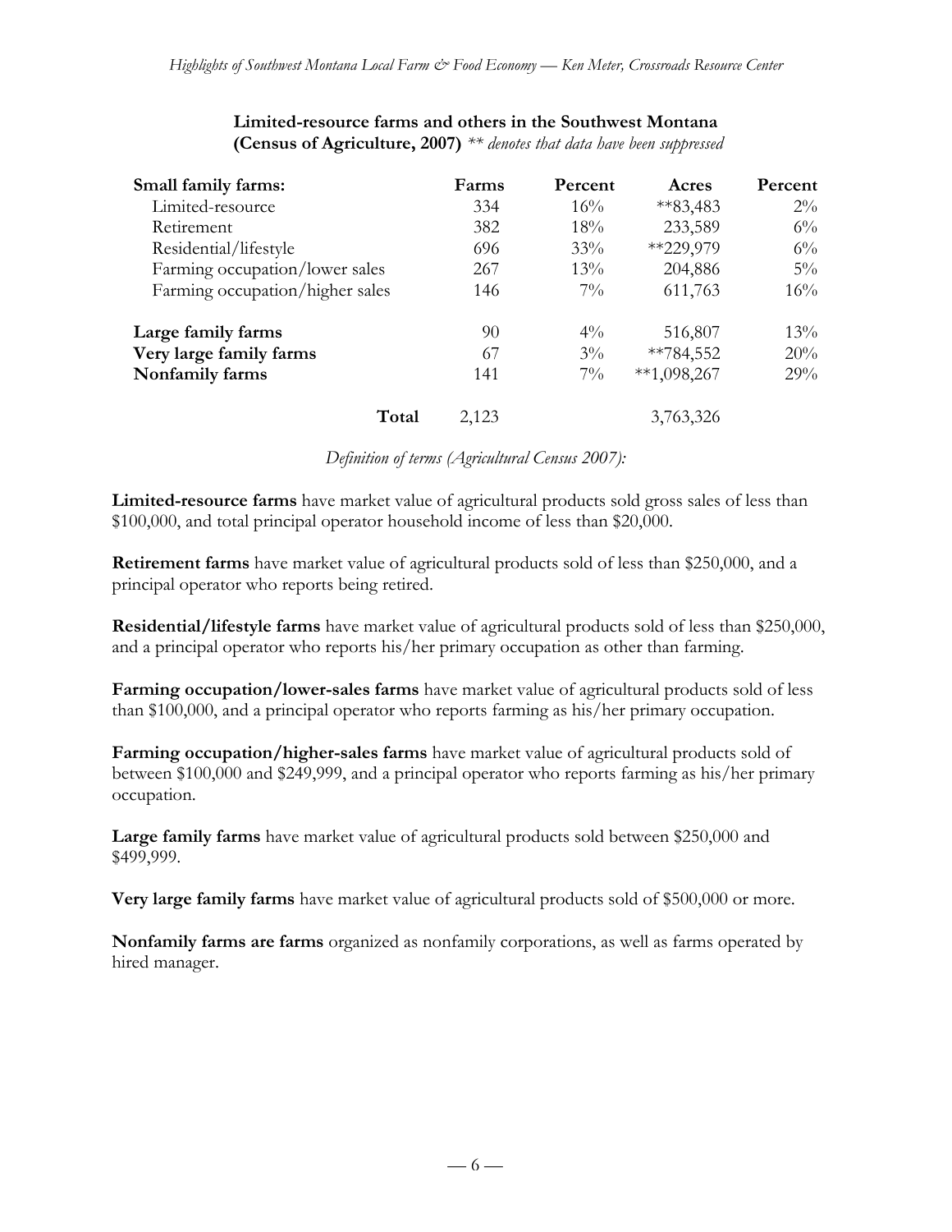**Limited-resource farms and others in the Southwest Montana (Census of Agriculture, 2007)** *\*\* denotes that data have been suppressed*

| Small family farms: | Farms | Percent | Acres | Percent |
|---|---|---|---|---|
| Limited-resource | 334 | 16% | **83,483 | 2% |
| Retirement | 382 | 18% | 233,589 | 6% |
| Residential/lifestyle | 696 | 33% | **229,979 | 6% |
| Farming occupation/lower sales | 267 | 13% | 204,886 | 5% |
| Farming occupation/higher sales | 146 | 7% | 611,763 | 16% |
| **Large family farms** | 90 | 4% | 516,807 | 13% |
| **Very large family farms** | 67 | 3% | **784,552 | 20% |
| **Nonfamily farms** | 141 | 7% | **1,098,267 | 29% |
| **Total** | 2,123 | | 3,763,326 | |

*Definition of terms (Agricultural Census 2007):*

**Limited-resource farms** have market value of agricultural products sold gross sales of less than $100,000, and total principal operator household income of less than $20,000.

**Retirement farms** have market value of agricultural products sold of less than $250,000, and a principal operator who reports being retired.

**Residential/lifestyle farms** have market value of agricultural products sold of less than $250,000, and a principal operator who reports his/her primary occupation as other than farming.

**Farming occupation/lower-sales farms** have market value of agricultural products sold of less than $100,000, and a principal operator who reports farming as his/her primary occupation.

**Farming occupation/higher-sales farms** have market value of agricultural products sold of between $100,000 and $249,999, and a principal operator who reports farming as his/her primary occupation.

**Large family farms** have market value of agricultural products sold between $250,000 and $499,999.

**Very large family farms** have market value of agricultural products sold of $500,000 or more.

**Nonfamily farms are farms** organized as nonfamily corporations, as well as farms operated by hired manager.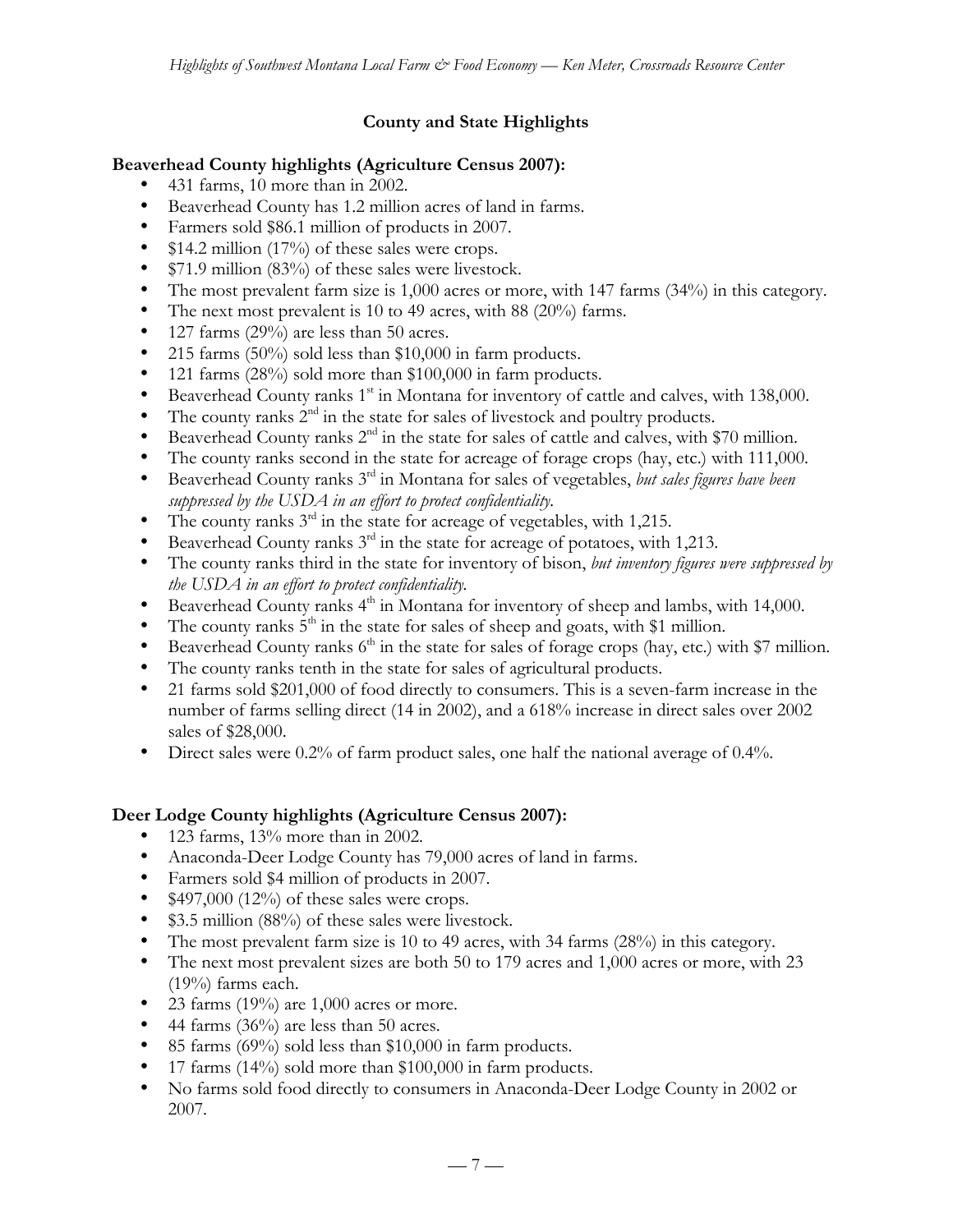## County and State Highlights

### Beaverhead County highlights (Agriculture Census 2007):

- 431 farms, 10 more than in 2002.
- Beaverhead County has 1.2 million acres of land in farms.
- Farmers sold $86.1 million of products in 2007.
- $14.2 million (17%) of these sales were crops.
- $71.9 million (83%) of these sales were livestock.
- The most prevalent farm size is 1,000 acres or more, with 147 farms (34%) in this category.
- The next most prevalent is 10 to 49 acres, with 88 (20%) farms.
- 127 farms (29%) are less than 50 acres.
- 215 farms (50%) sold less than $10,000 in farm products.
- 121 farms (28%) sold more than $100,000 in farm products.
- Beaverhead County ranks 1st in Montana for inventory of cattle and calves, with 138,000.
- The county ranks 2nd in the state for sales of livestock and poultry products.
- Beaverhead County ranks 2nd in the state for sales of cattle and calves, with $70 million.
- The county ranks second in the state for acreage of forage crops (hay, etc.) with 111,000.
- Beaverhead County ranks 3rd in Montana for sales of vegetables, *but sales figures have been suppressed by the USDA in an effort to protect confidentiality.*
- The county ranks 3rd in the state for acreage of vegetables, with 1,215.
- Beaverhead County ranks 3rd in the state for acreage of potatoes, with 1,213.
- The county ranks third in the state for inventory of bison, *but inventory figures were suppressed by the USDA in an effort to protect confidentiality.*
- Beaverhead County ranks 4th in Montana for inventory of sheep and lambs, with 14,000.
- The county ranks 5th in the state for sales of sheep and goats, with $1 million.
- Beaverhead County ranks 6th in the state for sales of forage crops (hay, etc.) with $7 million.
- The county ranks tenth in the state for sales of agricultural products.
- 21 farms sold $201,000 of food directly to consumers. This is a seven-farm increase in the number of farms selling direct (14 in 2002), and a 618% increase in direct sales over 2002 sales of $28,000.
- Direct sales were 0.2% of farm product sales, one half the national average of 0.4%.

### Deer Lodge County highlights (Agriculture Census 2007):

- 123 farms, 13% more than in 2002.
- Anaconda-Deer Lodge County has 79,000 acres of land in farms.
- Farmers sold $4 million of products in 2007.
- $497,000 (12%) of these sales were crops.
- $3.5 million (88%) of these sales were livestock.
- The most prevalent farm size is 10 to 49 acres, with 34 farms (28%) in this category.
- The next most prevalent sizes are both 50 to 179 acres and 1,000 acres or more, with 23 (19%) farms each.
- 23 farms (19%) are 1,000 acres or more.
- 44 farms (36%) are less than 50 acres.
- 85 farms (69%) sold less than $10,000 in farm products.
- 17 farms (14%) sold more than $100,000 in farm products.
- No farms sold food directly to consumers in Anaconda-Deer Lodge County in 2002 or 2007.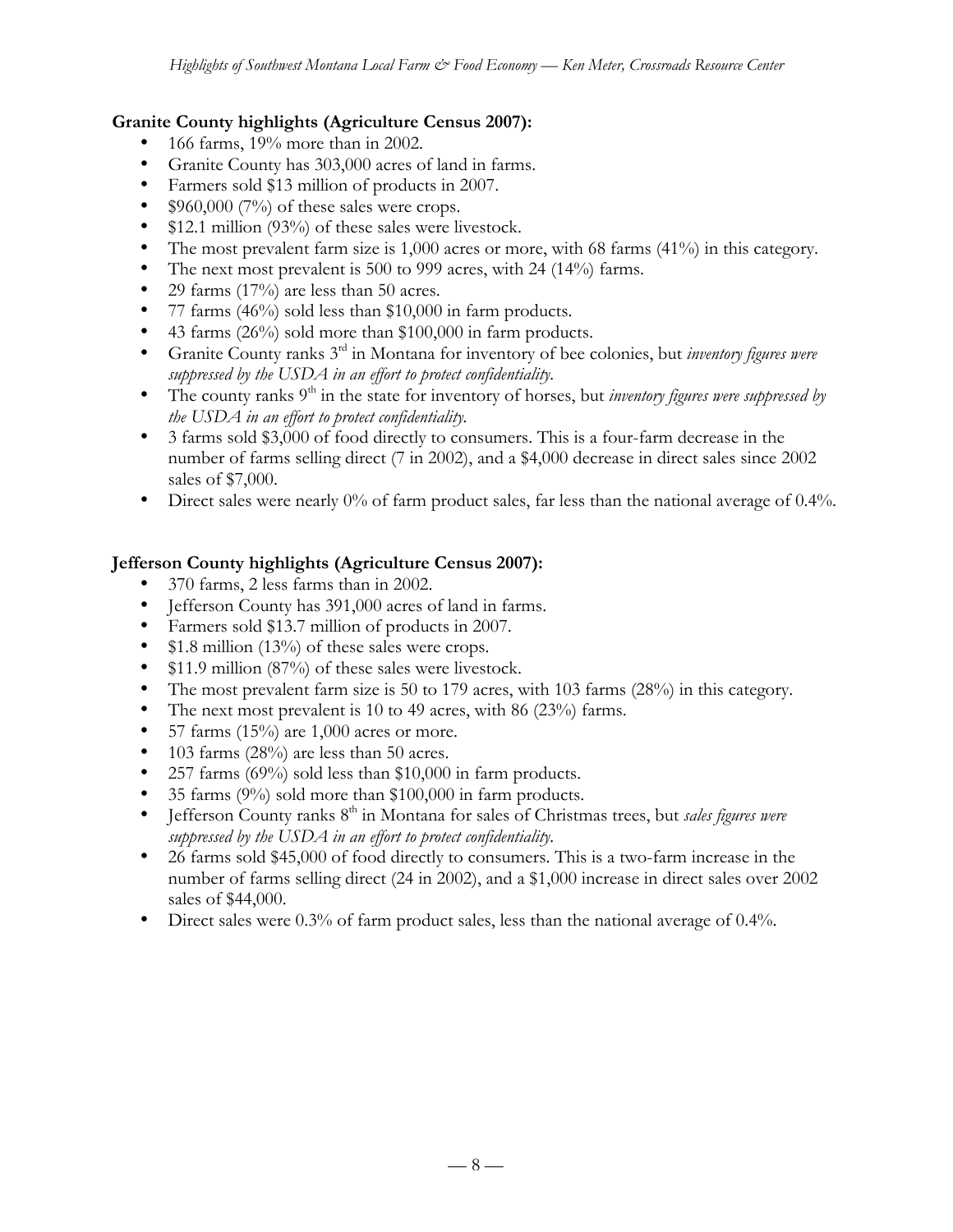**Granite County highlights (Agriculture Census 2007):**

- 166 farms, 19% more than in 2002.
- Granite County has 303,000 acres of land in farms.
- Farmers sold $13 million of products in 2007.
- $960,000 (7%) of these sales were crops.
- $12.1 million (93%) of these sales were livestock.
- The most prevalent farm size is 1,000 acres or more, with 68 farms (41%) in this category.
- The next most prevalent is 500 to 999 acres, with 24 (14%) farms.
- 29 farms (17%) are less than 50 acres.
- 77 farms (46%) sold less than $10,000 in farm products.
- 43 farms (26%) sold more than $100,000 in farm products.
- Granite County ranks 3rd in Montana for inventory of bee colonies, but *inventory figures were suppressed by the USDA in an effort to protect confidentiality*.
- The county ranks 9th in the state for inventory of horses, but *inventory figures were suppressed by the USDA in an effort to protect confidentiality.*
- 3 farms sold $3,000 of food directly to consumers. This is a four-farm decrease in the number of farms selling direct (7 in 2002), and a $4,000 decrease in direct sales since 2002 sales of $7,000.
- Direct sales were nearly 0% of farm product sales, far less than the national average of 0.4%.

**Jefferson County highlights (Agriculture Census 2007):**

- 370 farms, 2 less farms than in 2002.
- Jefferson County has 391,000 acres of land in farms.
- Farmers sold $13.7 million of products in 2007.
- $1.8 million (13%) of these sales were crops.
- $11.9 million (87%) of these sales were livestock.
- The most prevalent farm size is 50 to 179 acres, with 103 farms (28%) in this category.
- The next most prevalent is 10 to 49 acres, with 86 (23%) farms.
- 57 farms (15%) are 1,000 acres or more.
- 103 farms (28%) are less than 50 acres.
- 257 farms (69%) sold less than $10,000 in farm products.
- 35 farms (9%) sold more than $100,000 in farm products.
- Jefferson County ranks 8th in Montana for sales of Christmas trees, but *sales figures were suppressed by the USDA in an effort to protect confidentiality*.
- 26 farms sold $45,000 of food directly to consumers. This is a two-farm increase in the number of farms selling direct (24 in 2002), and a $1,000 increase in direct sales over 2002 sales of $44,000.
- Direct sales were 0.3% of farm product sales, less than the national average of 0.4%.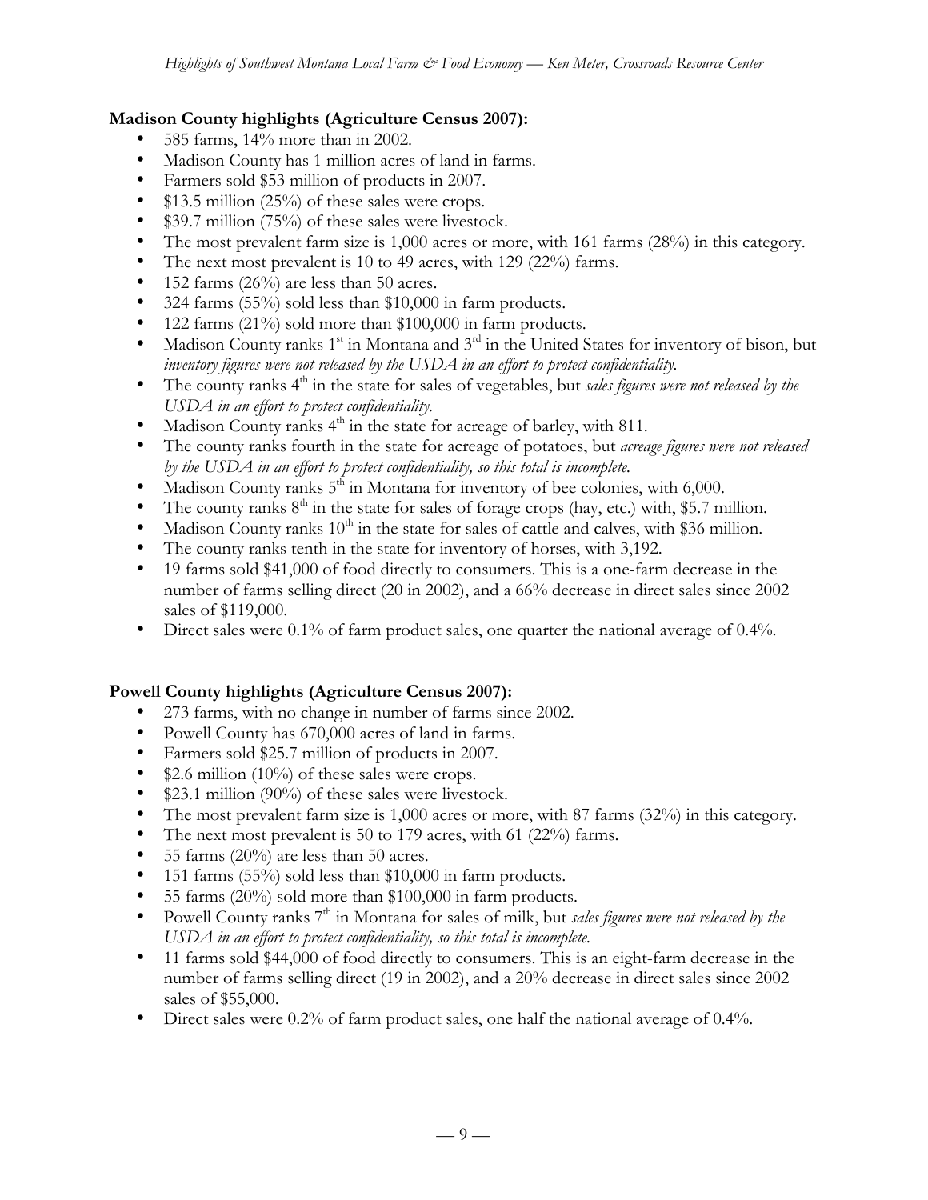### Madison County highlights (Agriculture Census 2007):

- 585 farms, 14% more than in 2002.
- Madison County has 1 million acres of land in farms.
- Farmers sold $53 million of products in 2007.
- $13.5 million (25%) of these sales were crops.
- $39.7 million (75%) of these sales were livestock.
- The most prevalent farm size is 1,000 acres or more, with 161 farms (28%) in this category.
- The next most prevalent is 10 to 49 acres, with 129 (22%) farms.
- 152 farms (26%) are less than 50 acres.
- 324 farms (55%) sold less than $10,000 in farm products.
- 122 farms (21%) sold more than $100,000 in farm products.
- Madison County ranks 1st in Montana and 3rd in the United States for inventory of bison, but *inventory figures were not released by the USDA in an effort to protect confidentiality.*
- The county ranks 4th in the state for sales of vegetables, but *sales figures were not released by the USDA in an effort to protect confidentiality.*
- Madison County ranks 4th in the state for acreage of barley, with 811.
- The county ranks fourth in the state for acreage of potatoes, but *acreage figures were not released by the USDA in an effort to protect confidentiality, so this total is incomplete.*
- Madison County ranks 5th in Montana for inventory of bee colonies, with 6,000.
- The county ranks 8th in the state for sales of forage crops (hay, etc.) with, $5.7 million.
- Madison County ranks 10th in the state for sales of cattle and calves, with $36 million.
- The county ranks tenth in the state for inventory of horses, with 3,192.
- 19 farms sold $41,000 of food directly to consumers. This is a one-farm decrease in the number of farms selling direct (20 in 2002), and a 66% decrease in direct sales since 2002 sales of $119,000.
- Direct sales were 0.1% of farm product sales, one quarter the national average of 0.4%.

### Powell County highlights (Agriculture Census 2007):

- 273 farms, with no change in number of farms since 2002.
- Powell County has 670,000 acres of land in farms.
- Farmers sold $25.7 million of products in 2007.
- $2.6 million (10%) of these sales were crops.
- $23.1 million (90%) of these sales were livestock.
- The most prevalent farm size is 1,000 acres or more, with 87 farms (32%) in this category.
- The next most prevalent is 50 to 179 acres, with 61 (22%) farms.
- 55 farms (20%) are less than 50 acres.
- 151 farms (55%) sold less than $10,000 in farm products.
- 55 farms (20%) sold more than $100,000 in farm products.
- Powell County ranks 7th in Montana for sales of milk, but *sales figures were not released by the USDA in an effort to protect confidentiality, so this total is incomplete.*
- 11 farms sold $44,000 of food directly to consumers. This is an eight-farm decrease in the number of farms selling direct (19 in 2002), and a 20% decrease in direct sales since 2002 sales of $55,000.
- Direct sales were 0.2% of farm product sales, one half the national average of 0.4%.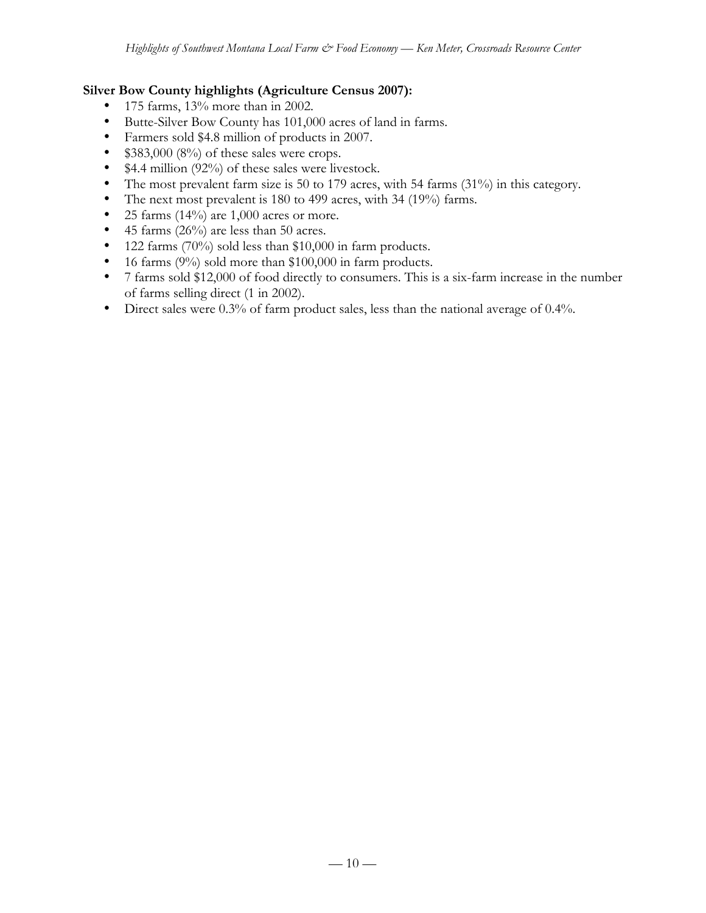**Silver Bow County highlights (Agriculture Census 2007):**

- 175 farms, 13% more than in 2002.
- Butte-Silver Bow County has 101,000 acres of land in farms.
- Farmers sold $4.8 million of products in 2007.
- $383,000 (8%) of these sales were crops.
- $4.4 million (92%) of these sales were livestock.
- The most prevalent farm size is 50 to 179 acres, with 54 farms (31%) in this category.
- The next most prevalent is 180 to 499 acres, with 34 (19%) farms.
- 25 farms (14%) are 1,000 acres or more.
- 45 farms (26%) are less than 50 acres.
- 122 farms (70%) sold less than $10,000 in farm products.
- 16 farms (9%) sold more than $100,000 in farm products.
- 7 farms sold $12,000 of food directly to consumers. This is a six-farm increase in the number of farms selling direct (1 in 2002).
- Direct sales were 0.3% of farm product sales, less than the national average of 0.4%.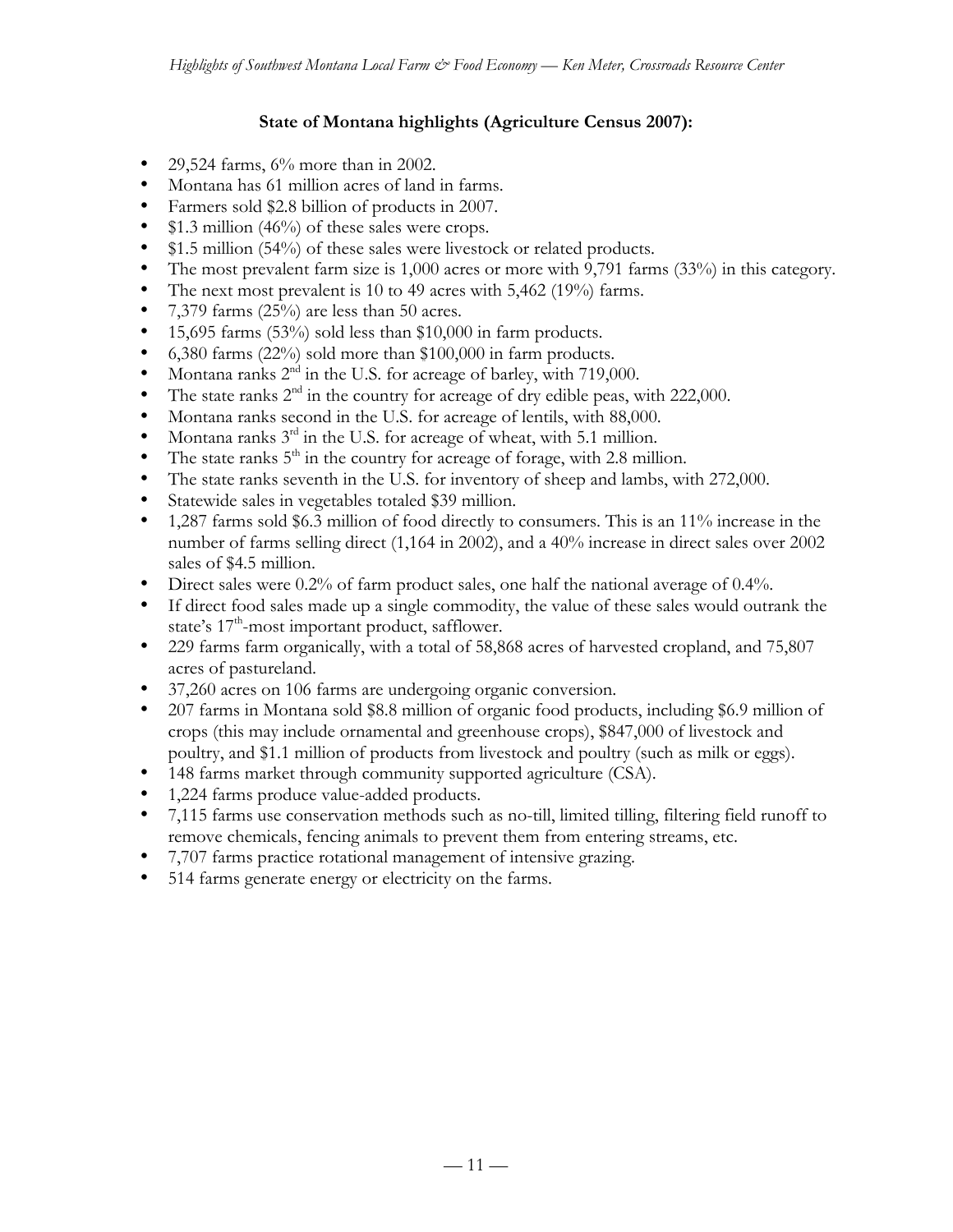**State of Montana highlights (Agriculture Census 2007):**

- 29,524 farms, 6% more than in 2002.
- Montana has 61 million acres of land in farms.
- Farmers sold \$2.8 billion of products in 2007.
- \$1.3 million (46%) of these sales were crops.
- \$1.5 million (54%) of these sales were livestock or related products.
- The most prevalent farm size is 1,000 acres or more with 9,791 farms (33%) in this category.
- The next most prevalent is 10 to 49 acres with 5,462 (19%) farms.
- 7,379 farms (25%) are less than 50 acres.
- 15,695 farms (53%) sold less than \$10,000 in farm products.
- 6,380 farms (22%) sold more than \$100,000 in farm products.
- Montana ranks 2nd in the U.S. for acreage of barley, with 719,000.
- The state ranks 2nd in the country for acreage of dry edible peas, with 222,000.
- Montana ranks second in the U.S. for acreage of lentils, with 88,000.
- Montana ranks 3rd in the U.S. for acreage of wheat, with 5.1 million.
- The state ranks 5th in the country for acreage of forage, with 2.8 million.
- The state ranks seventh in the U.S. for inventory of sheep and lambs, with 272,000.
- Statewide sales in vegetables totaled \$39 million.
- 1,287 farms sold \$6.3 million of food directly to consumers. This is an 11% increase in the number of farms selling direct (1,164 in 2002), and a 40% increase in direct sales over 2002 sales of \$4.5 million.
- Direct sales were 0.2% of farm product sales, one half the national average of 0.4%.
- If direct food sales made up a single commodity, the value of these sales would outrank the state's 17th-most important product, safflower.
- 229 farms farm organically, with a total of 58,868 acres of harvested cropland, and 75,807 acres of pastureland.
- 37,260 acres on 106 farms are undergoing organic conversion.
- 207 farms in Montana sold \$8.8 million of organic food products, including \$6.9 million of crops (this may include ornamental and greenhouse crops), \$847,000 of livestock and poultry, and \$1.1 million of products from livestock and poultry (such as milk or eggs).
- 148 farms market through community supported agriculture (CSA).
- 1,224 farms produce value-added products.
- 7,115 farms use conservation methods such as no-till, limited tilling, filtering field runoff to remove chemicals, fencing animals to prevent them from entering streams, etc.
- 7,707 farms practice rotational management of intensive grazing.
- 514 farms generate energy or electricity on the farms.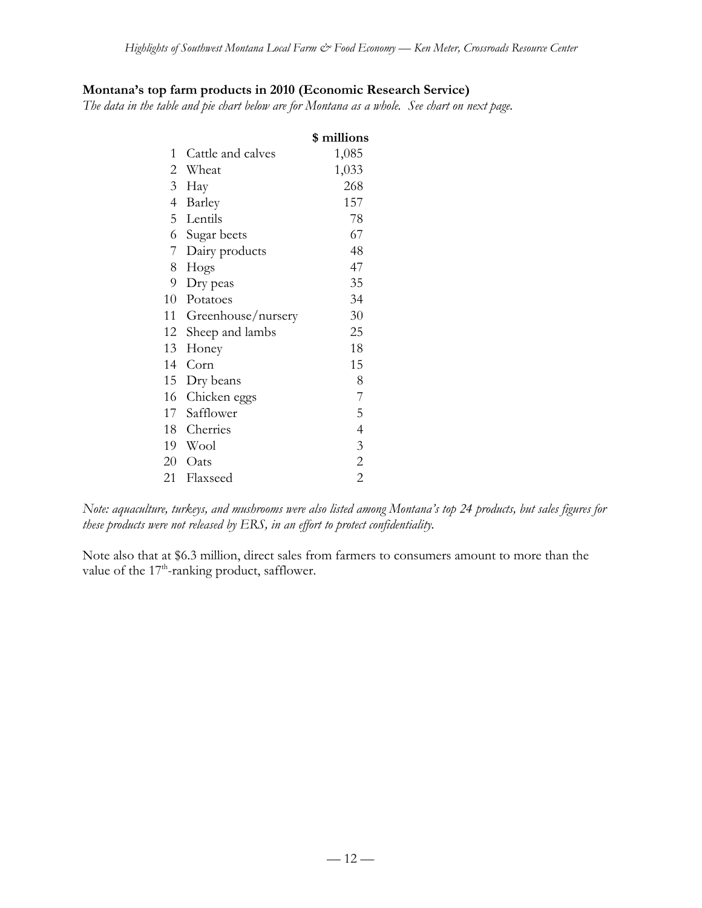**Montana's top farm products in 2010 (Economic Research Service)**

*The data in the table and pie chart below are for Montana as a whole. See chart on next page.*

| | | $ millions |
|---|---|---|
| 1 | Cattle and calves | 1,085 |
| 2 | Wheat | 1,033 |
| 3 | Hay | 268 |
| 4 | Barley | 157 |
| 5 | Lentils | 78 |
| 6 | Sugar beets | 67 |
| 7 | Dairy products | 48 |
| 8 | Hogs | 47 |
| 9 | Dry peas | 35 |
| 10 | Potatoes | 34 |
| 11 | Greenhouse/nursery | 30 |
| 12 | Sheep and lambs | 25 |
| 13 | Honey | 18 |
| 14 | Corn | 15 |
| 15 | Dry beans | 8 |
| 16 | Chicken eggs | 7 |
| 17 | Safflower | 5 |
| 18 | Cherries | 4 |
| 19 | Wool | 3 |
| 20 | Oats | 2 |
| 21 | Flaxseed | 2 |

*Note: aquaculture, turkeys, and mushrooms were also listed among Montana's top 24 products, but sales figures for these products were not released by ERS, in an effort to protect confidentiality.*

Note also that at $6.3 million, direct sales from farmers to consumers amount to more than the value of the 17th-ranking product, safflower.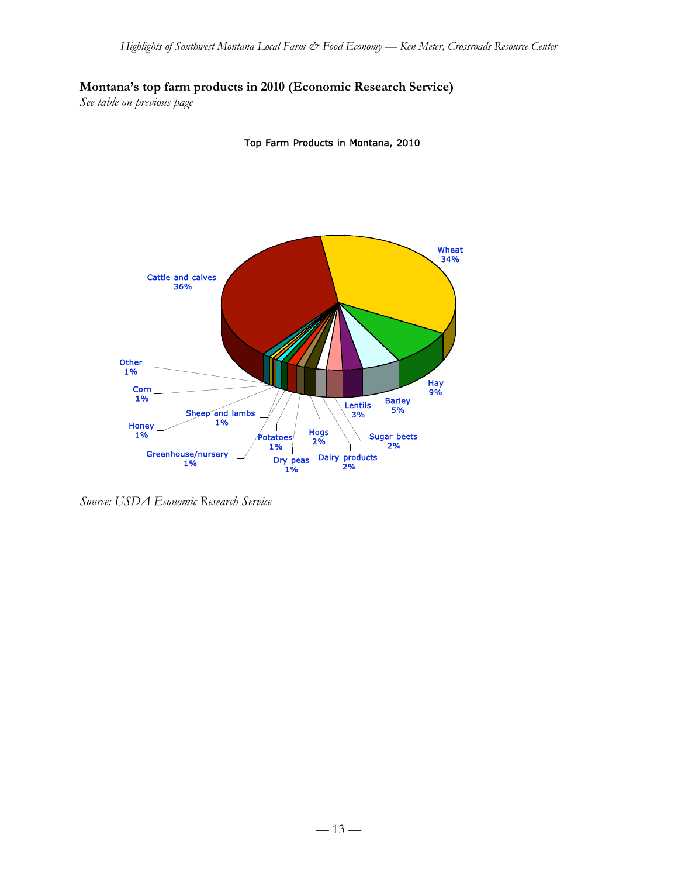**Montana's top farm products in 2010 (Economic Research Service)**

*See table on previous page*

Top Farm Products in Montana, 2010

| Product | Share |
|---|---|
| Cattle and calves | 36% |
| Wheat | 34% |
| Hay | 9% |
| Barley | 5% |
| Lentils | 3% |
| Sugar beets | 2% |
| Dairy products | 2% |
| Hogs | 2% |
| Dry peas | 1% |
| Potatoes | 1% |
| Greenhouse/nursery | 1% |
| Sheep and lambs | 1% |
| Honey | 1% |
| Corn | 1% |
| Other | 1% |

*Source: USDA Economic Research Service*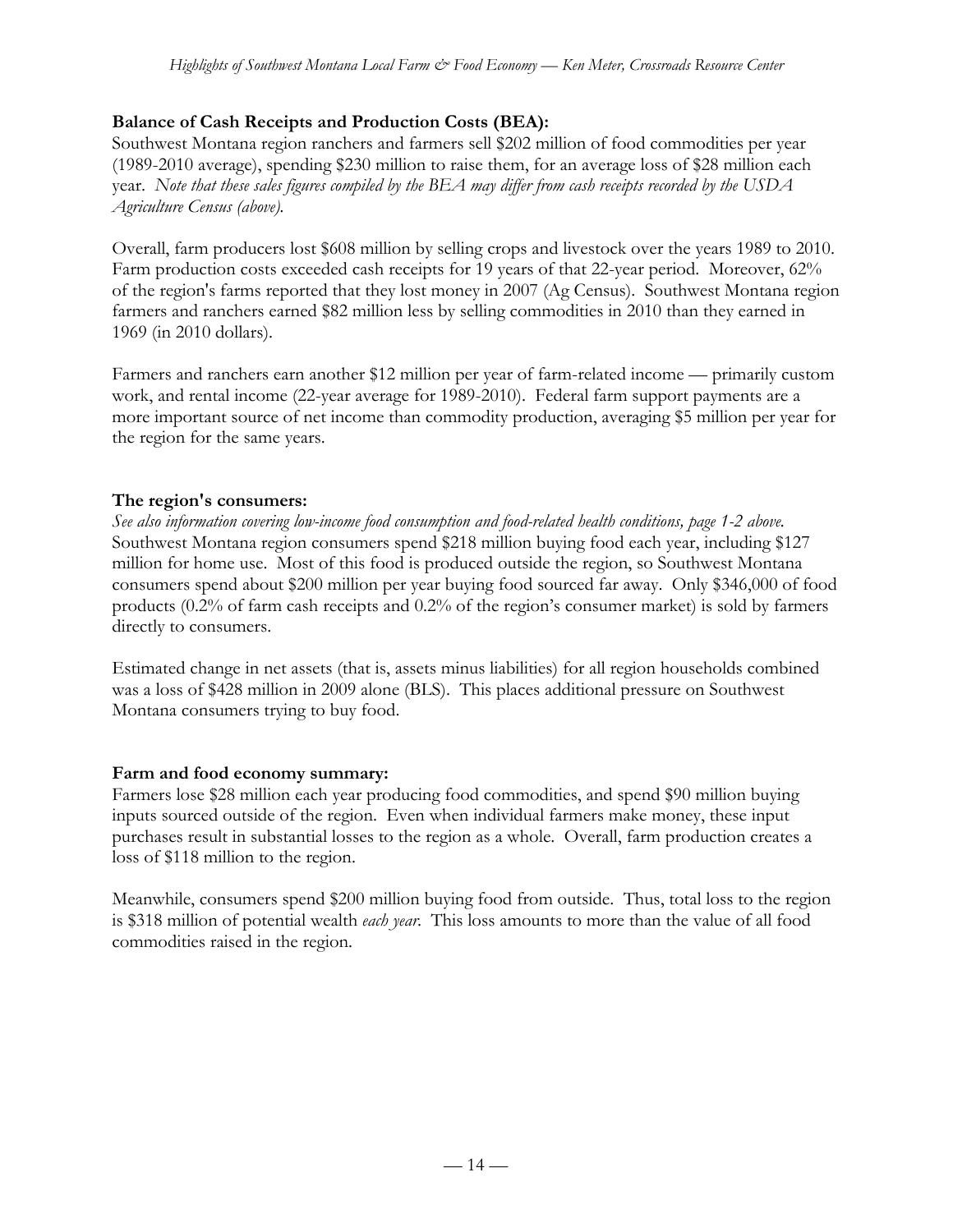**Balance of Cash Receipts and Production Costs (BEA):**

Southwest Montana region ranchers and farmers sell $202 million of food commodities per year (1989-2010 average), spending $230 million to raise them, for an average loss of $28 million each year. *Note that these sales figures compiled by the BEA may differ from cash receipts recorded by the USDA Agriculture Census (above).*

Overall, farm producers lost $608 million by selling crops and livestock over the years 1989 to 2010. Farm production costs exceeded cash receipts for 19 years of that 22-year period. Moreover, 62% of the region's farms reported that they lost money in 2007 (Ag Census). Southwest Montana region farmers and ranchers earned $82 million less by selling commodities in 2010 than they earned in 1969 (in 2010 dollars).

Farmers and ranchers earn another $12 million per year of farm-related income — primarily custom work, and rental income (22-year average for 1989-2010). Federal farm support payments are a more important source of net income than commodity production, averaging $5 million per year for the region for the same years.

**The region's consumers:**

*See also information covering low-income food consumption and food-related health conditions, page 1-2 above.*
Southwest Montana region consumers spend $218 million buying food each year, including $127 million for home use. Most of this food is produced outside the region, so Southwest Montana consumers spend about $200 million per year buying food sourced far away. Only $346,000 of food products (0.2% of farm cash receipts and 0.2% of the region's consumer market) is sold by farmers directly to consumers.

Estimated change in net assets (that is, assets minus liabilities) for all region households combined was a loss of $428 million in 2009 alone (BLS). This places additional pressure on Southwest Montana consumers trying to buy food.

**Farm and food economy summary:**

Farmers lose $28 million each year producing food commodities, and spend $90 million buying inputs sourced outside of the region. Even when individual farmers make money, these input purchases result in substantial losses to the region as a whole. Overall, farm production creates a loss of $118 million to the region.

Meanwhile, consumers spend $200 million buying food from outside. Thus, total loss to the region is $318 million of potential wealth *each year*. This loss amounts to more than the value of all food commodities raised in the region.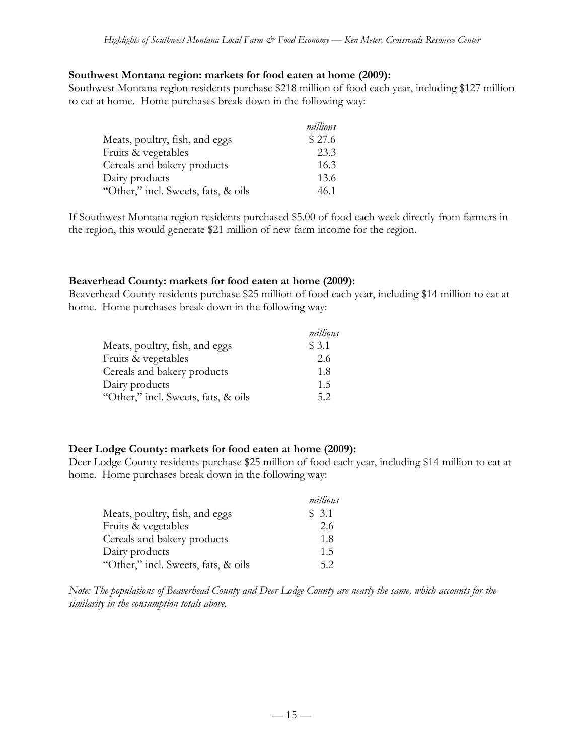**Southwest Montana region: markets for food eaten at home (2009):**

Southwest Montana region residents purchase $218 million of food each year, including $127 million to eat at home. Home purchases break down in the following way:

| | *millions* |
|---|---|
| Meats, poultry, fish, and eggs | $ 27.6 |
| Fruits & vegetables | 23.3 |
| Cereals and bakery products | 16.3 |
| Dairy products | 13.6 |
| "Other," incl. Sweets, fats, & oils | 46.1 |

If Southwest Montana region residents purchased $5.00 of food each week directly from farmers in the region, this would generate $21 million of new farm income for the region.

**Beaverhead County: markets for food eaten at home (2009):**

Beaverhead County residents purchase $25 million of food each year, including $14 million to eat at home. Home purchases break down in the following way:

| | *millions* |
|---|---|
| Meats, poultry, fish, and eggs | $ 3.1 |
| Fruits & vegetables | 2.6 |
| Cereals and bakery products | 1.8 |
| Dairy products | 1.5 |
| "Other," incl. Sweets, fats, & oils | 5.2 |

**Deer Lodge County: markets for food eaten at home (2009):**

Deer Lodge County residents purchase $25 million of food each year, including $14 million to eat at home. Home purchases break down in the following way:

| | *millions* |
|---|---|
| Meats, poultry, fish, and eggs | $ 3.1 |
| Fruits & vegetables | 2.6 |
| Cereals and bakery products | 1.8 |
| Dairy products | 1.5 |
| "Other," incl. Sweets, fats, & oils | 5.2 |

*Note: The populations of Beaverhead County and Deer Lodge County are nearly the same, which accounts for the similarity in the consumption totals above.*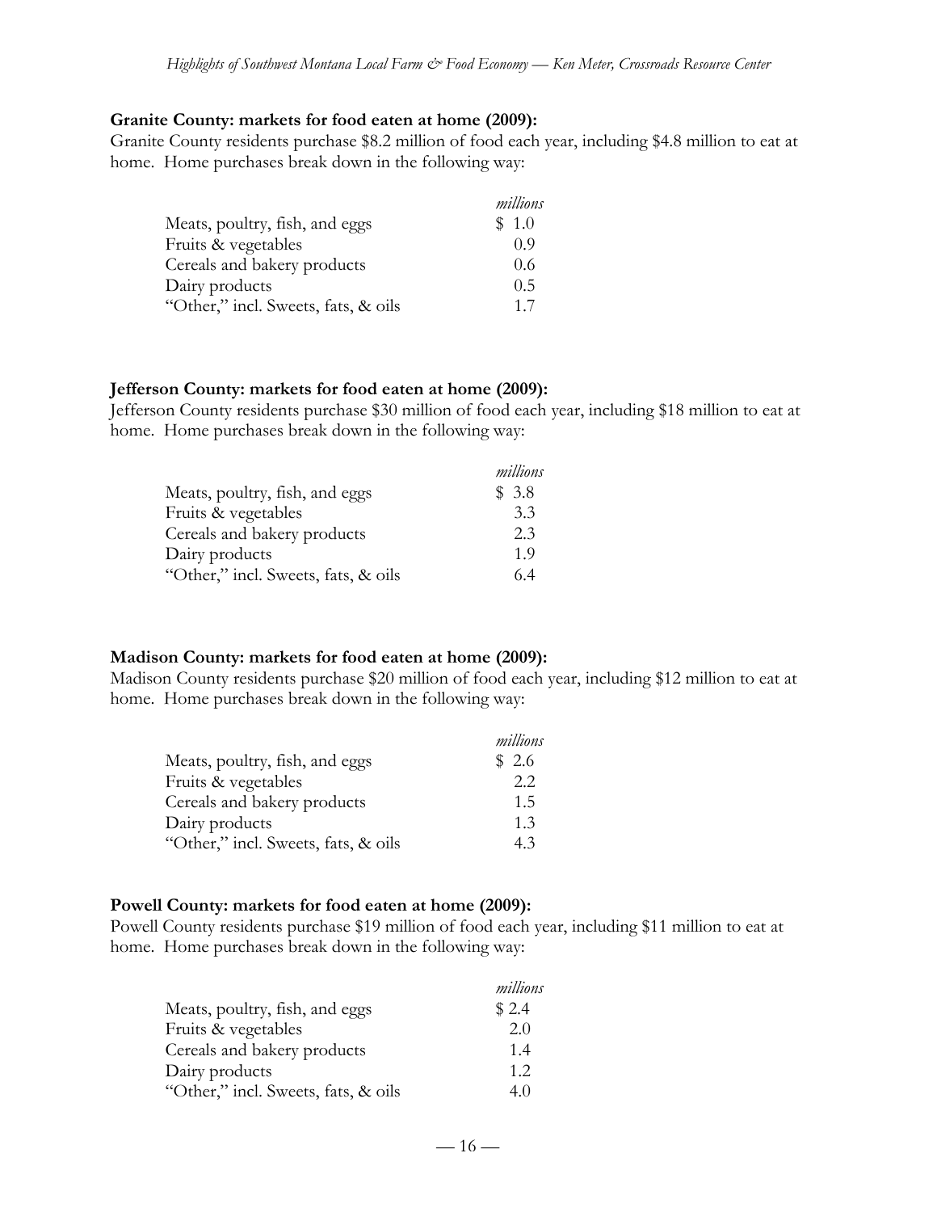**Granite County: markets for food eaten at home (2009):**

Granite County residents purchase $8.2 million of food each year, including $4.8 million to eat at home. Home purchases break down in the following way:

| | *millions* |
|---|---|
| Meats, poultry, fish, and eggs | $ 1.0 |
| Fruits & vegetables | 0.9 |
| Cereals and bakery products | 0.6 |
| Dairy products | 0.5 |
| "Other," incl. Sweets, fats, & oils | 1.7 |

**Jefferson County: markets for food eaten at home (2009):**

Jefferson County residents purchase $30 million of food each year, including $18 million to eat at home. Home purchases break down in the following way:

| | *millions* |
|---|---|
| Meats, poultry, fish, and eggs | $ 3.8 |
| Fruits & vegetables | 3.3 |
| Cereals and bakery products | 2.3 |
| Dairy products | 1.9 |
| "Other," incl. Sweets, fats, & oils | 6.4 |

**Madison County: markets for food eaten at home (2009):**

Madison County residents purchase $20 million of food each year, including $12 million to eat at home. Home purchases break down in the following way:

| | *millions* |
|---|---|
| Meats, poultry, fish, and eggs | $ 2.6 |
| Fruits & vegetables | 2.2 |
| Cereals and bakery products | 1.5 |
| Dairy products | 1.3 |
| "Other," incl. Sweets, fats, & oils | 4.3 |

**Powell County: markets for food eaten at home (2009):**

Powell County residents purchase $19 million of food each year, including $11 million to eat at home. Home purchases break down in the following way:

| | *millions* |
|---|---|
| Meats, poultry, fish, and eggs | $ 2.4 |
| Fruits & vegetables | 2.0 |
| Cereals and bakery products | 1.4 |
| Dairy products | 1.2 |
| "Other," incl. Sweets, fats, & oils | 4.0 |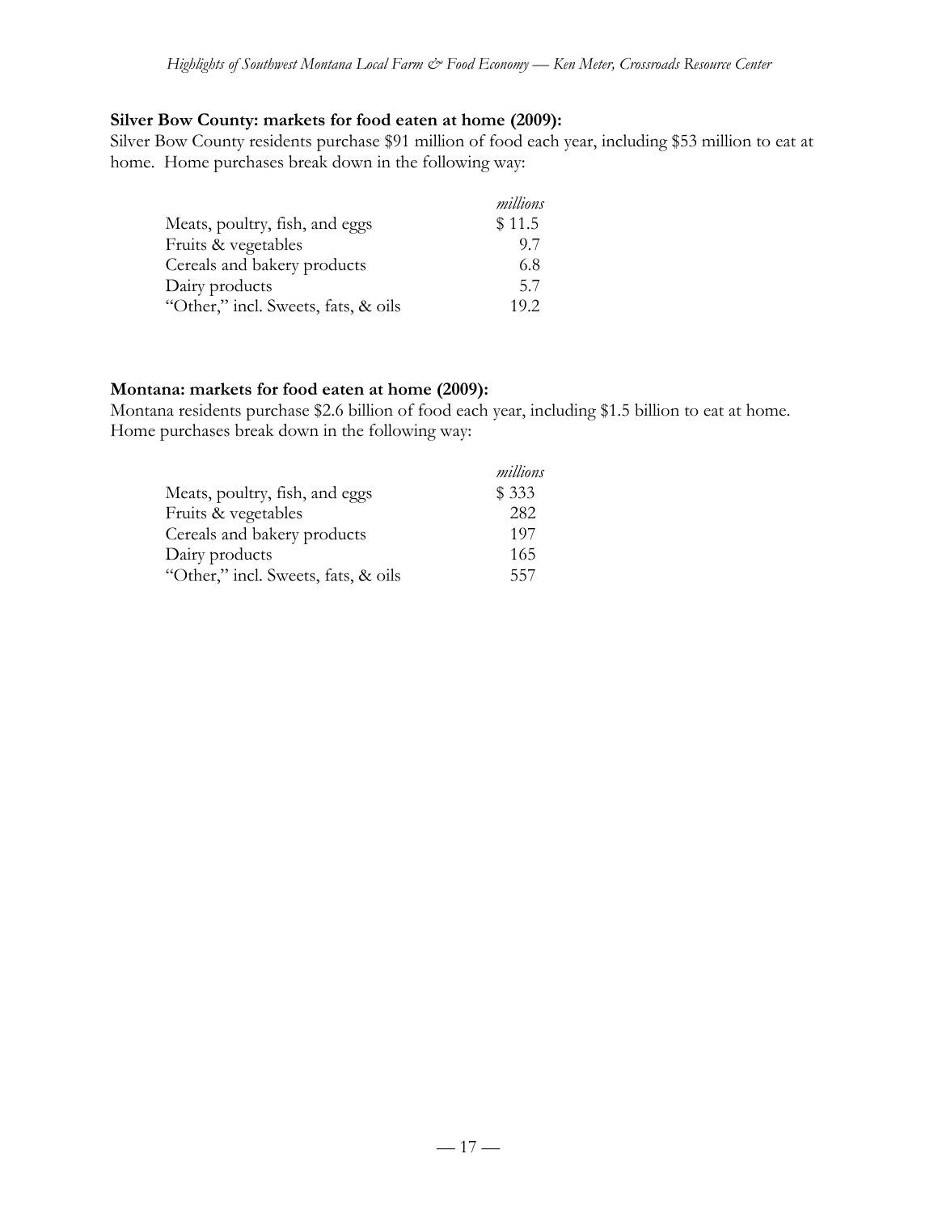**Silver Bow County: markets for food eaten at home (2009):**
Silver Bow County residents purchase $91 million of food each year, including $53 million to eat at home. Home purchases break down in the following way:

| | *millions* |
|---|---|
| Meats, poultry, fish, and eggs | $ 11.5 |
| Fruits & vegetables | 9.7 |
| Cereals and bakery products | 6.8 |
| Dairy products | 5.7 |
| "Other," incl. Sweets, fats, & oils | 19.2 |

**Montana: markets for food eaten at home (2009):**
Montana residents purchase $2.6 billion of food each year, including $1.5 billion to eat at home. Home purchases break down in the following way:

| | *millions* |
|---|---|
| Meats, poultry, fish, and eggs | $ 333 |
| Fruits & vegetables | 282 |
| Cereals and bakery products | 197 |
| Dairy products | 165 |
| "Other," incl. Sweets, fats, & oils | 557 |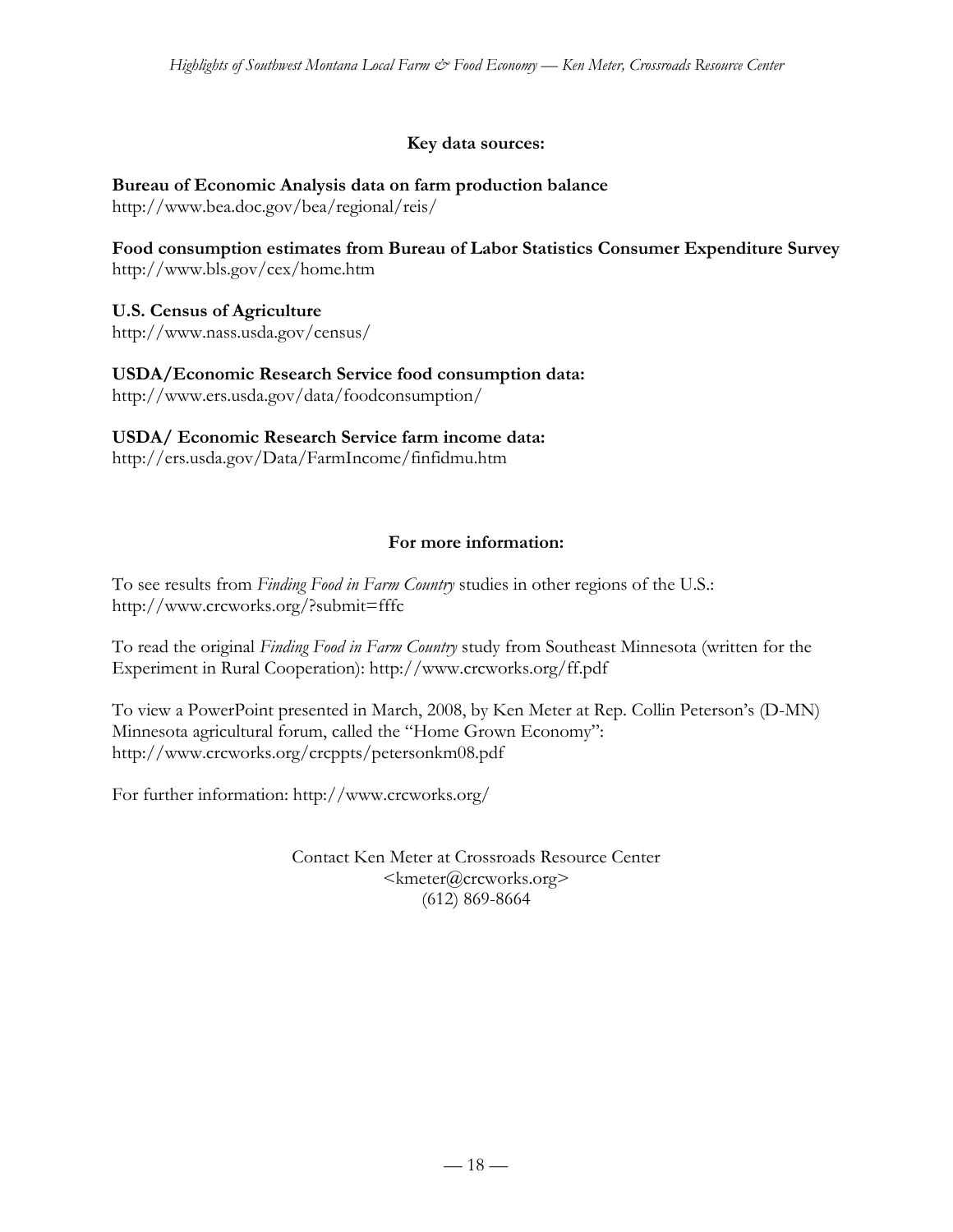## Key data sources:

**Bureau of Economic Analysis data on farm production balance**
http://www.bea.doc.gov/bea/regional/reis/

**Food consumption estimates from Bureau of Labor Statistics Consumer Expenditure Survey**
http://www.bls.gov/cex/home.htm

**U.S. Census of Agriculture**
http://www.nass.usda.gov/census/

**USDA/Economic Research Service food consumption data:**
http://www.ers.usda.gov/data/foodconsumption/

**USDA/ Economic Research Service farm income data:**
http://ers.usda.gov/Data/FarmIncome/finfidmu.htm

## For more information:

To see results from *Finding Food in Farm Country* studies in other regions of the U.S.: http://www.crcworks.org/?submit=fffc

To read the original *Finding Food in Farm Country* study from Southeast Minnesota (written for the Experiment in Rural Cooperation): http://www.crcworks.org/ff.pdf

To view a PowerPoint presented in March, 2008, by Ken Meter at Rep. Collin Peterson's (D-MN) Minnesota agricultural forum, called the "Home Grown Economy": http://www.crcworks.org/crcppts/petersonkm08.pdf

For further information: http://www.crcworks.org/

Contact Ken Meter at Crossroads Resource Center
<kmeter@crcworks.org>
(612) 869-8664